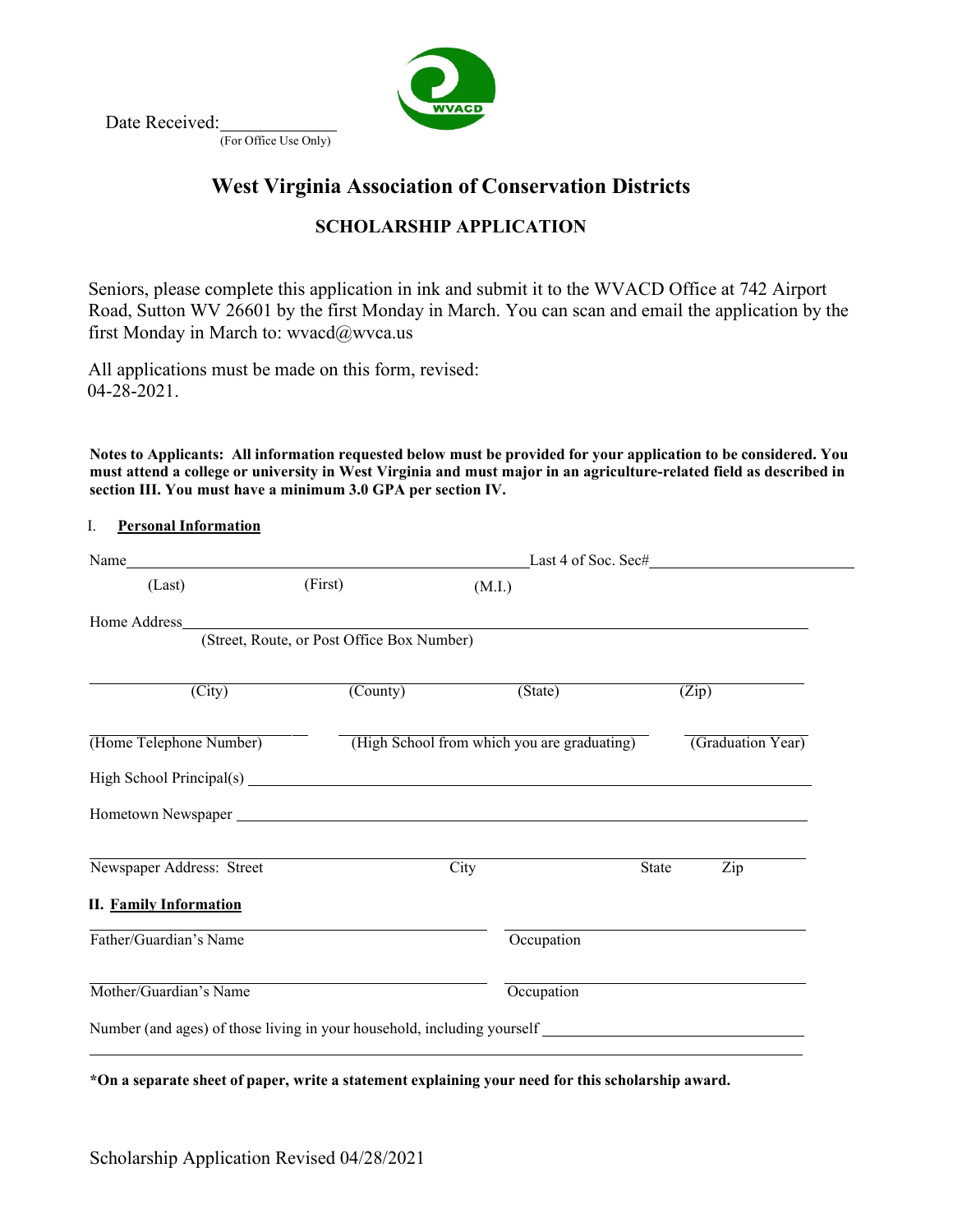Date Received:\_\_\_\_\_\_\_\_\_\_\_\_
(For Office Use Only)

# West Virginia Association of Conservation Districts

## SCHOLARSHIP APPLICATION

Seniors, please complete this application in ink and submit it to the WVACD Office at 742 Airport Road, Sutton WV 26601 by the first Monday in March. You can scan and email the application by the first Monday in March to: wvacd@wvca.us

All applications must be made on this form, revised:
04-28-2021.

**Notes to Applicants: All information requested below must be provided for your application to be considered. You must attend a college or university in West Virginia and must major in an agriculture-related field as described in section III. You must have a minimum 3.0 GPA per section IV.**

### I. Personal Information

Name\_\_\_\_\_\_\_\_\_\_\_\_\_\_\_\_\_\_\_\_\_\_\_\_\_\_\_\_\_\_\_\_\_\_\_\_\_\_\_\_ Last 4 of Soc. Sec#\_\_\_\_\_\_\_\_\_\_\_\_\_\_\_\_\_\_\_\_
(Last) (First) (M.I.)

Home Address\_\_\_\_\_\_\_\_\_\_\_\_\_\_\_\_\_\_\_\_\_\_\_\_\_\_\_\_\_\_\_\_\_\_\_\_\_\_\_\_\_\_\_\_\_\_\_\_\_\_\_\_\_\_\_\_
(Street, Route, or Post Office Box Number)

\_\_\_\_\_\_\_\_\_\_\_\_\_\_\_\_\_\_\_\_\_\_\_\_\_\_\_\_\_\_\_\_\_\_\_\_\_\_\_\_\_\_\_\_\_\_\_\_\_\_\_\_\_\_\_\_\_\_\_\_\_\_\_\_\_\_\_\_
(City) (County) (State) (Zip)

\_\_\_\_\_\_\_\_\_\_\_\_\_\_\_\_\_\_\_\_ \_\_\_\_\_\_\_\_\_\_\_\_\_\_\_\_\_\_\_\_\_\_\_\_\_\_\_\_\_\_ \_\_\_\_\_\_\_\_\_\_\_\_
(Home Telephone Number) (High School from which you are graduating) (Graduation Year)

High School Principal(s) \_\_\_\_\_\_\_\_\_\_\_\_\_\_\_\_\_\_\_\_\_\_\_\_\_\_\_\_\_\_\_\_\_\_\_\_\_\_\_\_\_\_\_\_\_\_\_\_\_\_\_\_

Hometown Newspaper \_\_\_\_\_\_\_\_\_\_\_\_\_\_\_\_\_\_\_\_\_\_\_\_\_\_\_\_\_\_\_\_\_\_\_\_\_\_\_\_\_\_\_\_\_\_\_\_\_\_\_\_\_\_

\_\_\_\_\_\_\_\_\_\_\_\_\_\_\_\_\_\_\_\_\_\_\_\_\_\_\_\_\_\_\_\_\_\_\_\_\_\_\_\_\_\_\_\_\_\_\_\_\_\_\_\_\_\_\_\_\_\_\_\_\_\_\_\_\_\_\_\_
Newspaper Address: Street City State Zip

### II. Family Information

\_\_\_\_\_\_\_\_\_\_\_\_\_\_\_\_\_\_\_\_\_\_\_\_\_\_\_\_\_\_\_\_\_\_ \_\_\_\_\_\_\_\_\_\_\_\_\_\_\_\_\_\_\_\_\_\_\_\_\_\_
Father/Guardian's Name Occupation

\_\_\_\_\_\_\_\_\_\_\_\_\_\_\_\_\_\_\_\_\_\_\_\_\_\_\_\_\_\_\_\_\_\_ \_\_\_\_\_\_\_\_\_\_\_\_\_\_\_\_\_\_\_\_\_\_\_\_\_\_
Mother/Guardian's Name Occupation

Number (and ages) of those living in your household, including yourself \_\_\_\_\_\_\_\_\_\_\_\_\_\_\_\_\_\_\_\_\_\_\_\_

\_\_\_\_\_\_\_\_\_\_\_\_\_\_\_\_\_\_\_\_\_\_\_\_\_\_\_\_\_\_\_\_\_\_\_\_\_\_\_\_\_\_\_\_\_\_\_\_\_\_\_\_\_\_\_\_\_\_\_\_\_\_\_\_\_\_\_\_

**\*On a separate sheet of paper, write a statement explaining your need for this scholarship award.**

Scholarship Application Revised 04/28/2021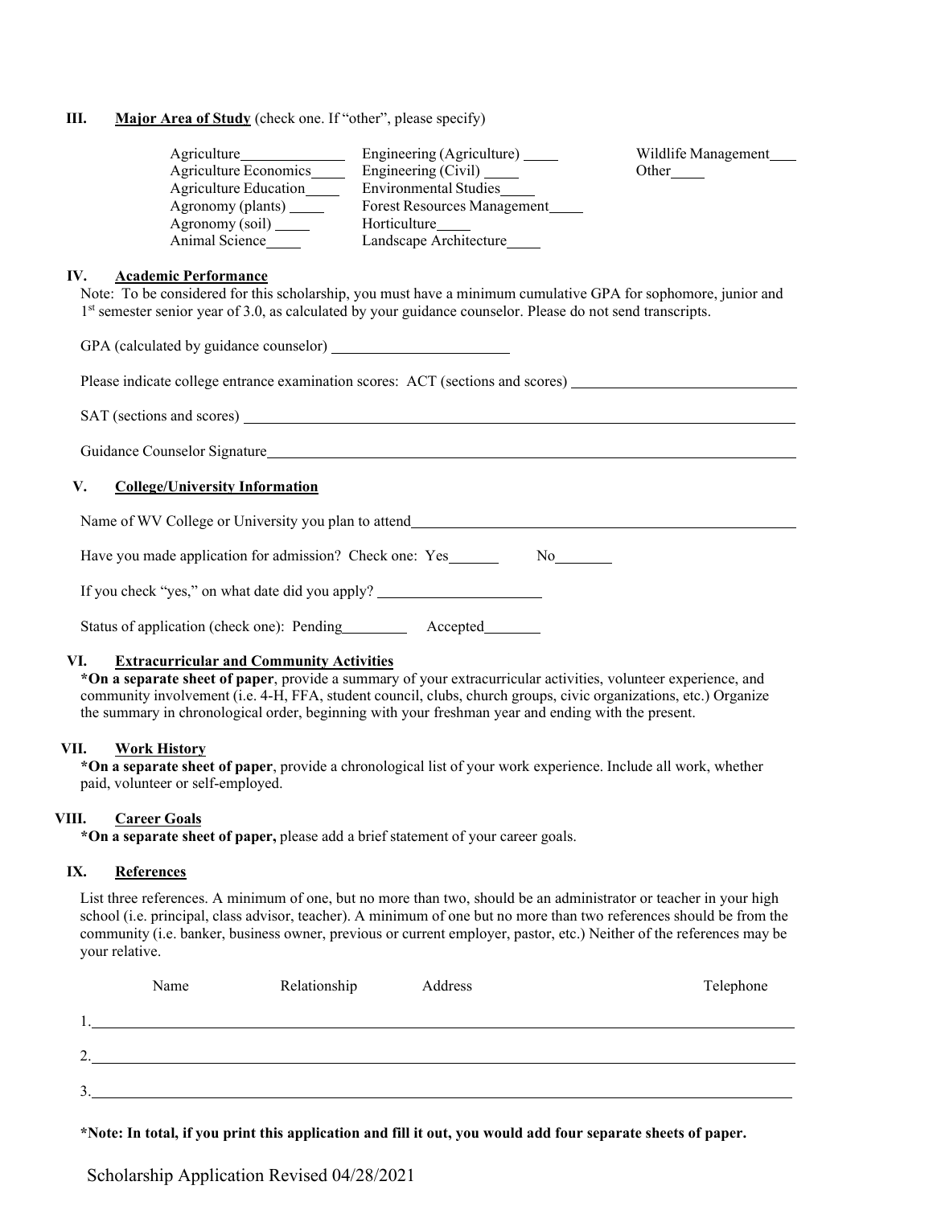## III. Major Area of Study (check one. If "other", please specify)

Agriculture______________
Agriculture Economics____
Agriculture Education____
Agronomy (plants) ____
Agronomy (soil) ____
Animal Science____
Engineering (Agriculture) ____
Engineering (Civil) ____
Environmental Studies____
Forest Resources Management____
Horticulture____
Landscape Architecture____
Wildlife Management___
Other____

## IV. Academic Performance

Note: To be considered for this scholarship, you must have a minimum cumulative GPA for sophomore, junior and 1st semester senior year of 3.0, as calculated by your guidance counselor. Please do not send transcripts.

GPA (calculated by guidance counselor) ______________________

Please indicate college entrance examination scores: ACT (sections and scores) ____________________________

SAT (sections and scores) ____________________________________________________________________

Guidance Counselor Signature____________________________________________________________

## V. College/University Information

Name of WV College or University you plan to attend_______________________________________________

Have you made application for admission? Check one: Yes______ No_______

If you check "yes," on what date did you apply? _____________________

Status of application (check one): Pending________ Accepted_______

## VI. Extracurricular and Community Activities

***On a separate sheet of paper**, provide a summary of your extracurricular activities, volunteer experience, and community involvement (i.e. 4-H, FFA, student council, clubs, church groups, civic organizations, etc.) Organize the summary in chronological order, beginning with your freshman year and ending with the present.

## VII. Work History

***On a separate sheet of paper**, provide a chronological list of your work experience. Include all work, whether paid, volunteer or self-employed.

## VIII. Career Goals

***On a separate sheet of paper,** please add a brief statement of your career goals.

## IX. References

List three references. A minimum of one, but no more than two, should be an administrator or teacher in your high school (i.e. principal, class advisor, teacher). A minimum of one but no more than two references should be from the community (i.e. banker, business owner, previous or current employer, pastor, etc.) Neither of the references may be your relative.

| | Name | Relationship | Address | Telephone |
|---|---|---|---|---|
| 1. | | | | |
| 2. | | | | |
| 3. | | | | |

***Note: In total, if you print this application and fill it out, you would add four separate sheets of paper.**

Scholarship Application Revised 04/28/2021